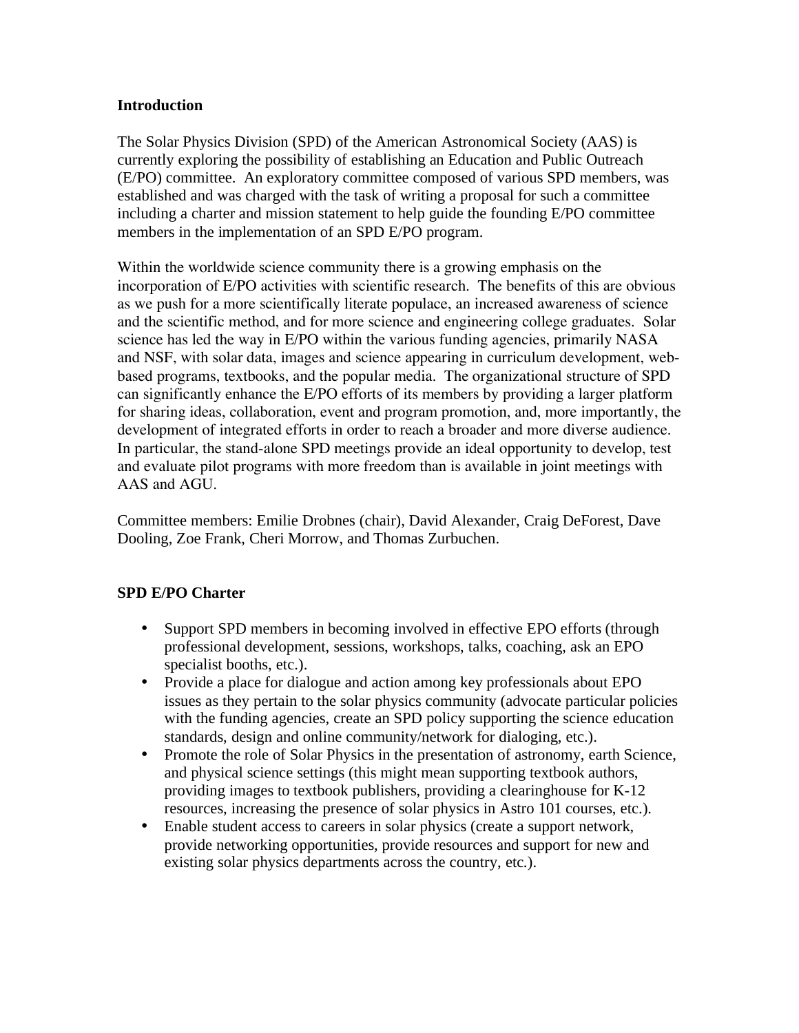## Introduction

The Solar Physics Division (SPD) of the American Astronomical Society (AAS) is currently exploring the possibility of establishing an Education and Public Outreach (E/PO) committee. An exploratory committee composed of various SPD members, was established and was charged with the task of writing a proposal for such a committee including a charter and mission statement to help guide the founding E/PO committee members in the implementation of an SPD E/PO program.

Within the worldwide science community there is a growing emphasis on the incorporation of E/PO activities with scientific research. The benefits of this are obvious as we push for a more scientifically literate populace, an increased awareness of science and the scientific method, and for more science and engineering college graduates. Solar science has led the way in E/PO within the various funding agencies, primarily NASA and NSF, with solar data, images and science appearing in curriculum development, web-based programs, textbooks, and the popular media. The organizational structure of SPD can significantly enhance the E/PO efforts of its members by providing a larger platform for sharing ideas, collaboration, event and program promotion, and, more importantly, the development of integrated efforts in order to reach a broader and more diverse audience. In particular, the stand-alone SPD meetings provide an ideal opportunity to develop, test and evaluate pilot programs with more freedom than is available in joint meetings with AAS and AGU.

Committee members: Emilie Drobnes (chair), David Alexander, Craig DeForest, Dave Dooling, Zoe Frank, Cheri Morrow, and Thomas Zurbuchen.

## SPD E/PO Charter

- Support SPD members in becoming involved in effective EPO efforts (through professional development, sessions, workshops, talks, coaching, ask an EPO specialist booths, etc.).
- Provide a place for dialogue and action among key professionals about EPO issues as they pertain to the solar physics community (advocate particular policies with the funding agencies, create an SPD policy supporting the science education standards, design and online community/network for dialoging, etc.).
- Promote the role of Solar Physics in the presentation of astronomy, earth Science, and physical science settings (this might mean supporting textbook authors, providing images to textbook publishers, providing a clearinghouse for K-12 resources, increasing the presence of solar physics in Astro 101 courses, etc.).
- Enable student access to careers in solar physics (create a support network, provide networking opportunities, provide resources and support for new and existing solar physics departments across the country, etc.).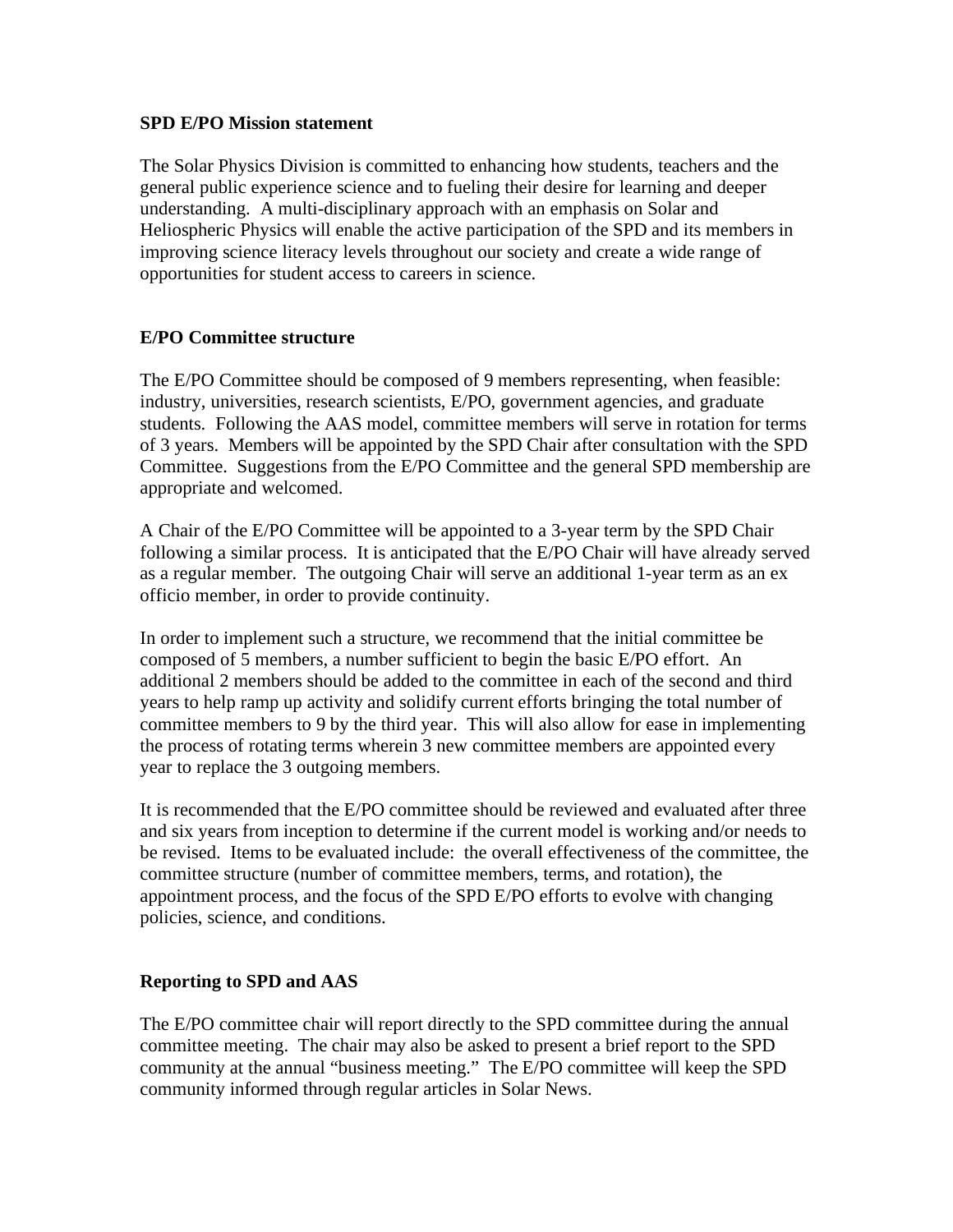**SPD E/PO Mission statement**

The Solar Physics Division is committed to enhancing how students, teachers and the general public experience science and to fueling their desire for learning and deeper understanding. A multi-disciplinary approach with an emphasis on Solar and Heliospheric Physics will enable the active participation of the SPD and its members in improving science literacy levels throughout our society and create a wide range of opportunities for student access to careers in science.

**E/PO Committee structure**

The E/PO Committee should be composed of 9 members representing, when feasible: industry, universities, research scientists, E/PO, government agencies, and graduate students. Following the AAS model, committee members will serve in rotation for terms of 3 years. Members will be appointed by the SPD Chair after consultation with the SPD Committee. Suggestions from the E/PO Committee and the general SPD membership are appropriate and welcomed.

A Chair of the E/PO Committee will be appointed to a 3-year term by the SPD Chair following a similar process. It is anticipated that the E/PO Chair will have already served as a regular member. The outgoing Chair will serve an additional 1-year term as an ex officio member, in order to provide continuity.

In order to implement such a structure, we recommend that the initial committee be composed of 5 members, a number sufficient to begin the basic E/PO effort. An additional 2 members should be added to the committee in each of the second and third years to help ramp up activity and solidify current efforts bringing the total number of committee members to 9 by the third year. This will also allow for ease in implementing the process of rotating terms wherein 3 new committee members are appointed every year to replace the 3 outgoing members.

It is recommended that the E/PO committee should be reviewed and evaluated after three and six years from inception to determine if the current model is working and/or needs to be revised. Items to be evaluated include: the overall effectiveness of the committee, the committee structure (number of committee members, terms, and rotation), the appointment process, and the focus of the SPD E/PO efforts to evolve with changing policies, science, and conditions.

**Reporting to SPD and AAS**

The E/PO committee chair will report directly to the SPD committee during the annual committee meeting. The chair may also be asked to present a brief report to the SPD community at the annual "business meeting." The E/PO committee will keep the SPD community informed through regular articles in Solar News.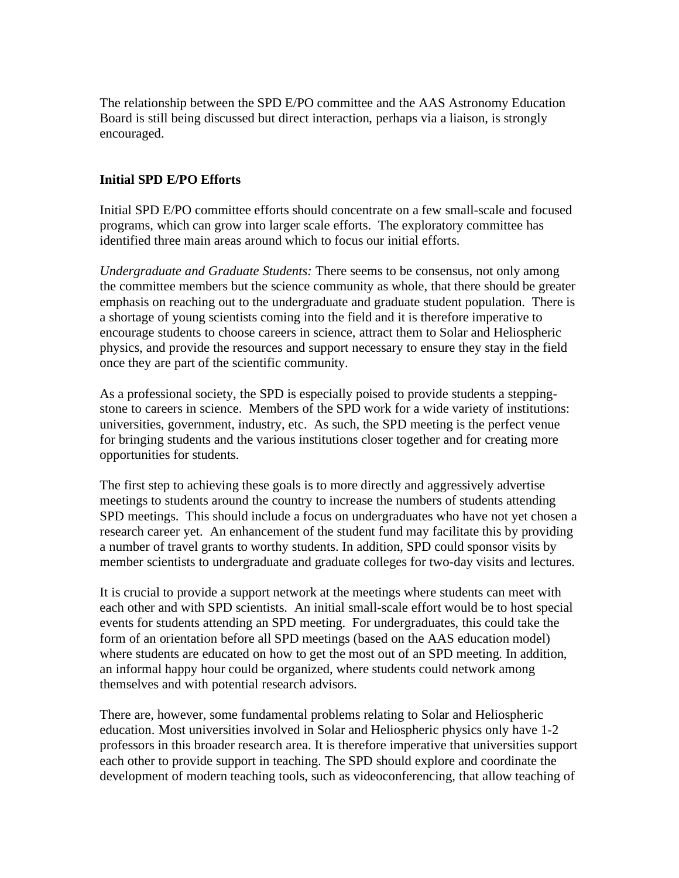The relationship between the SPD E/PO committee and the AAS Astronomy Education Board is still being discussed but direct interaction, perhaps via a liaison, is strongly encouraged.

**Initial SPD E/PO Efforts**

Initial SPD E/PO committee efforts should concentrate on a few small-scale and focused programs, which can grow into larger scale efforts. The exploratory committee has identified three main areas around which to focus our initial efforts.

*Undergraduate and Graduate Students:* There seems to be consensus, not only among the committee members but the science community as whole, that there should be greater emphasis on reaching out to the undergraduate and graduate student population. There is a shortage of young scientists coming into the field and it is therefore imperative to encourage students to choose careers in science, attract them to Solar and Heliospheric physics, and provide the resources and support necessary to ensure they stay in the field once they are part of the scientific community.

As a professional society, the SPD is especially poised to provide students a stepping-stone to careers in science. Members of the SPD work for a wide variety of institutions: universities, government, industry, etc. As such, the SPD meeting is the perfect venue for bringing students and the various institutions closer together and for creating more opportunities for students.

The first step to achieving these goals is to more directly and aggressively advertise meetings to students around the country to increase the numbers of students attending SPD meetings. This should include a focus on undergraduates who have not yet chosen a research career yet. An enhancement of the student fund may facilitate this by providing a number of travel grants to worthy students. In addition, SPD could sponsor visits by member scientists to undergraduate and graduate colleges for two-day visits and lectures.

It is crucial to provide a support network at the meetings where students can meet with each other and with SPD scientists. An initial small-scale effort would be to host special events for students attending an SPD meeting. For undergraduates, this could take the form of an orientation before all SPD meetings (based on the AAS education model) where students are educated on how to get the most out of an SPD meeting. In addition, an informal happy hour could be organized, where students could network among themselves and with potential research advisors.

There are, however, some fundamental problems relating to Solar and Heliospheric education. Most universities involved in Solar and Heliospheric physics only have 1-2 professors in this broader research area. It is therefore imperative that universities support each other to provide support in teaching. The SPD should explore and coordinate the development of modern teaching tools, such as videoconferencing, that allow teaching of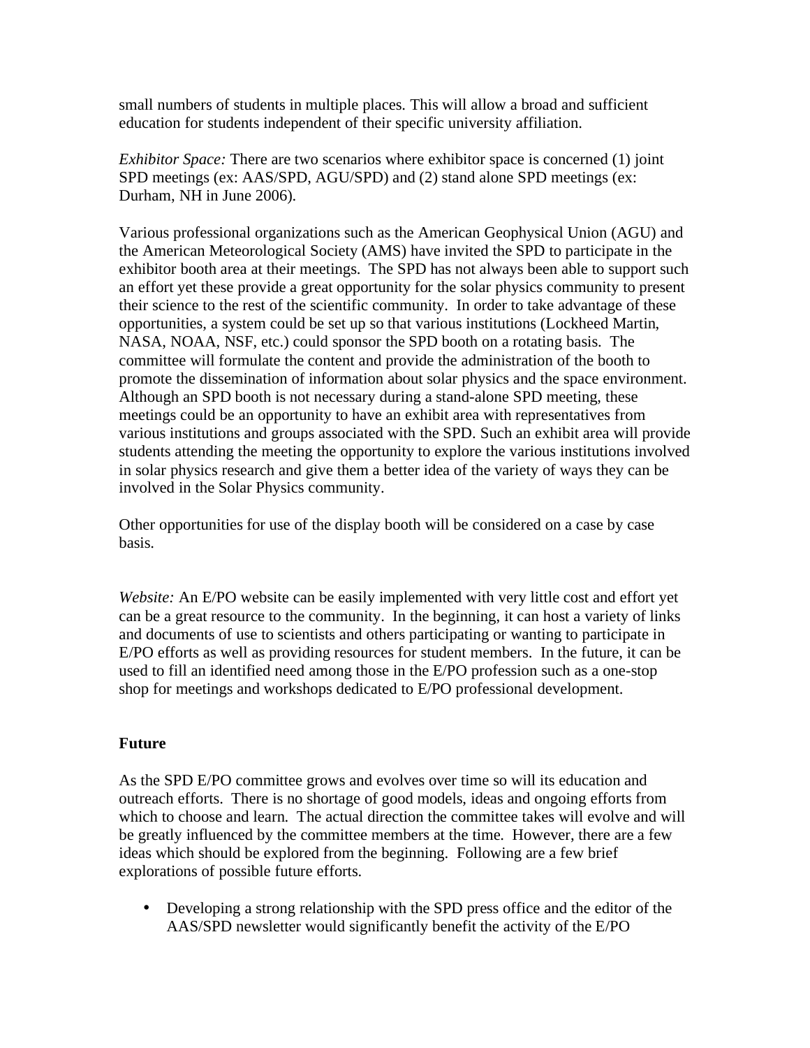small numbers of students in multiple places. This will allow a broad and sufficient education for students independent of their specific university affiliation.

*Exhibitor Space:* There are two scenarios where exhibitor space is concerned (1) joint SPD meetings (ex: AAS/SPD, AGU/SPD) and (2) stand alone SPD meetings (ex: Durham, NH in June 2006).

Various professional organizations such as the American Geophysical Union (AGU) and the American Meteorological Society (AMS) have invited the SPD to participate in the exhibitor booth area at their meetings. The SPD has not always been able to support such an effort yet these provide a great opportunity for the solar physics community to present their science to the rest of the scientific community. In order to take advantage of these opportunities, a system could be set up so that various institutions (Lockheed Martin, NASA, NOAA, NSF, etc.) could sponsor the SPD booth on a rotating basis. The committee will formulate the content and provide the administration of the booth to promote the dissemination of information about solar physics and the space environment. Although an SPD booth is not necessary during a stand-alone SPD meeting, these meetings could be an opportunity to have an exhibit area with representatives from various institutions and groups associated with the SPD. Such an exhibit area will provide students attending the meeting the opportunity to explore the various institutions involved in solar physics research and give them a better idea of the variety of ways they can be involved in the Solar Physics community.

Other opportunities for use of the display booth will be considered on a case by case basis.

*Website:* An E/PO website can be easily implemented with very little cost and effort yet can be a great resource to the community. In the beginning, it can host a variety of links and documents of use to scientists and others participating or wanting to participate in E/PO efforts as well as providing resources for student members. In the future, it can be used to fill an identified need among those in the E/PO profession such as a one-stop shop for meetings and workshops dedicated to E/PO professional development.

**Future**

As the SPD E/PO committee grows and evolves over time so will its education and outreach efforts. There is no shortage of good models, ideas and ongoing efforts from which to choose and learn. The actual direction the committee takes will evolve and will be greatly influenced by the committee members at the time. However, there are a few ideas which should be explored from the beginning. Following are a few brief explorations of possible future efforts.

- Developing a strong relationship with the SPD press office and the editor of the AAS/SPD newsletter would significantly benefit the activity of the E/PO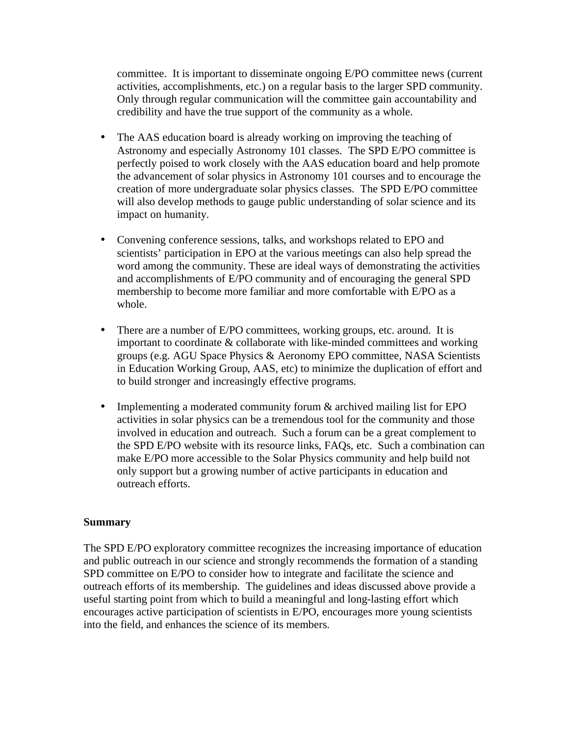committee. It is important to disseminate ongoing E/PO committee news (current activities, accomplishments, etc.) on a regular basis to the larger SPD community. Only through regular communication will the committee gain accountability and credibility and have the true support of the community as a whole.

- The AAS education board is already working on improving the teaching of Astronomy and especially Astronomy 101 classes. The SPD E/PO committee is perfectly poised to work closely with the AAS education board and help promote the advancement of solar physics in Astronomy 101 courses and to encourage the creation of more undergraduate solar physics classes. The SPD E/PO committee will also develop methods to gauge public understanding of solar science and its impact on humanity.

- Convening conference sessions, talks, and workshops related to EPO and scientists' participation in EPO at the various meetings can also help spread the word among the community. These are ideal ways of demonstrating the activities and accomplishments of E/PO community and of encouraging the general SPD membership to become more familiar and more comfortable with E/PO as a whole.

- There are a number of E/PO committees, working groups, etc. around. It is important to coordinate & collaborate with like-minded committees and working groups (e.g. AGU Space Physics & Aeronomy EPO committee, NASA Scientists in Education Working Group, AAS, etc) to minimize the duplication of effort and to build stronger and increasingly effective programs.

- Implementing a moderated community forum & archived mailing list for EPO activities in solar physics can be a tremendous tool for the community and those involved in education and outreach. Such a forum can be a great complement to the SPD E/PO website with its resource links, FAQs, etc. Such a combination can make E/PO more accessible to the Solar Physics community and help build not only support but a growing number of active participants in education and outreach efforts.

**Summary**

The SPD E/PO exploratory committee recognizes the increasing importance of education and public outreach in our science and strongly recommends the formation of a standing SPD committee on E/PO to consider how to integrate and facilitate the science and outreach efforts of its membership. The guidelines and ideas discussed above provide a useful starting point from which to build a meaningful and long-lasting effort which encourages active participation of scientists in E/PO, encourages more young scientists into the field, and enhances the science of its members.